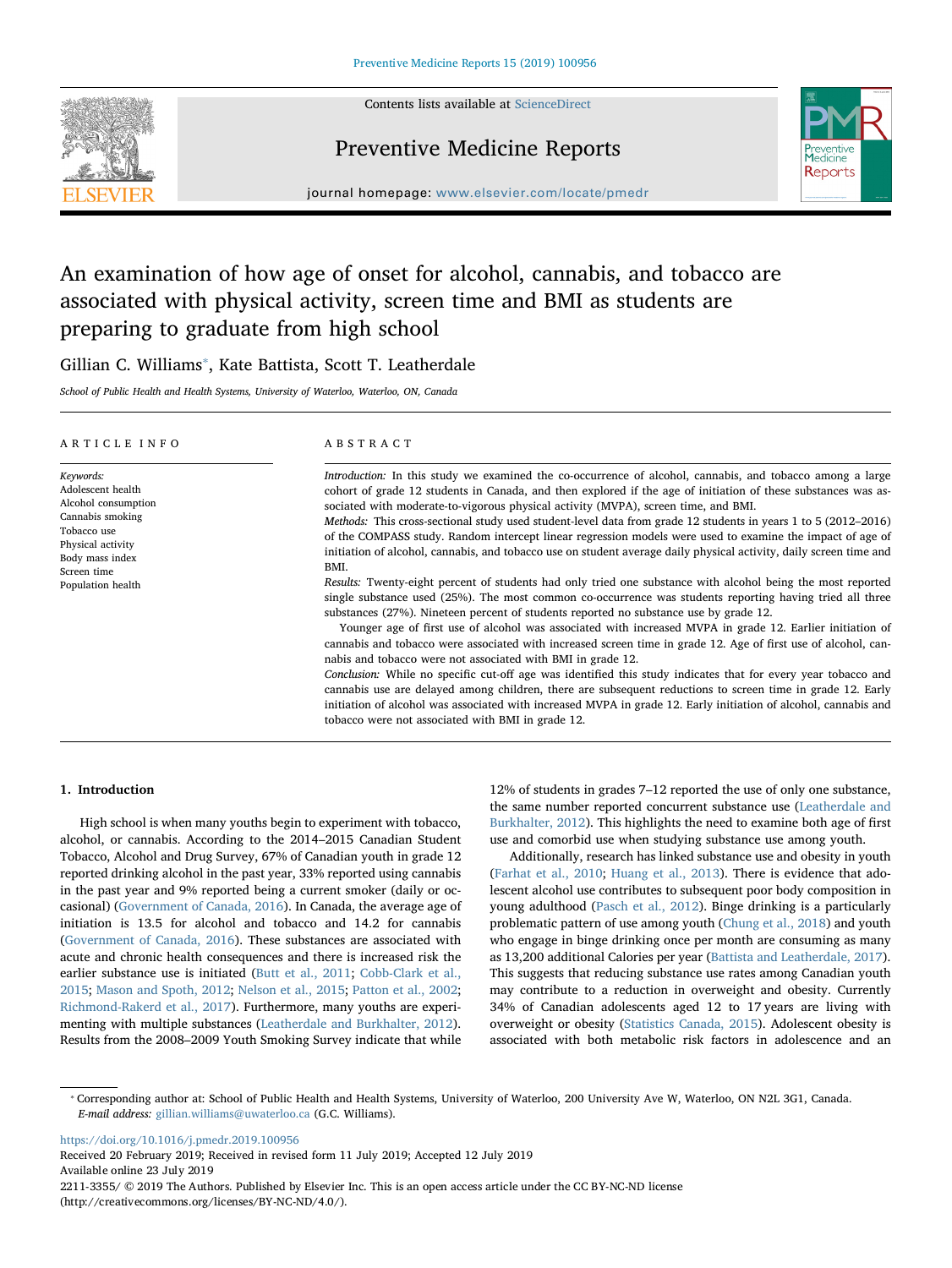# An examination of how age of onset for alcohol, cannabis, and tobacco are associated with physical activity, screen time and BMI as students are preparing to graduate from high school

Gillian C. Williams*, Kate Battista, Scott T. Leatherdale

*School of Public Health and Health Systems, University of Waterloo, Waterloo, ON, Canada*

## ARTICLE INFO

*Keywords:*
Adolescent health
Alcohol consumption
Cannabis smoking
Tobacco use
Physical activity
Body mass index
Screen time
Population health

## ABSTRACT

*Introduction:* In this study we examined the co-occurrence of alcohol, cannabis, and tobacco among a large cohort of grade 12 students in Canada, and then explored if the age of initiation of these substances was associated with moderate-to-vigorous physical activity (MVPA), screen time, and BMI.

*Methods:* This cross-sectional study used student-level data from grade 12 students in years 1 to 5 (2012–2016) of the COMPASS study. Random intercept linear regression models were used to examine the impact of age of initiation of alcohol, cannabis, and tobacco use on student average daily physical activity, daily screen time and BMI.

*Results:* Twenty-eight percent of students had only tried one substance with alcohol being the most reported single substance used (25%). The most common co-occurrence was students reporting having tried all three substances (27%). Nineteen percent of students reported no substance use by grade 12.

Younger age of first use of alcohol was associated with increased MVPA in grade 12. Earlier initiation of cannabis and tobacco were associated with increased screen time in grade 12. Age of first use of alcohol, cannabis and tobacco were not associated with BMI in grade 12.

*Conclusion:* While no specific cut-off age was identified this study indicates that for every year tobacco and cannabis use are delayed among children, there are subsequent reductions to screen time in grade 12. Early initiation of alcohol was associated with increased MVPA in grade 12. Early initiation of alcohol, cannabis and tobacco were not associated with BMI in grade 12.

## 1. Introduction

High school is when many youths begin to experiment with tobacco, alcohol, or cannabis. According to the 2014–2015 Canadian Student Tobacco, Alcohol and Drug Survey, 67% of Canadian youth in grade 12 reported drinking alcohol in the past year, 33% reported using cannabis in the past year and 9% reported being a current smoker (daily or occasional) (Government of Canada, 2016). In Canada, the average age of initiation is 13.5 for alcohol and tobacco and 14.2 for cannabis (Government of Canada, 2016). These substances are associated with acute and chronic health consequences and there is increased risk the earlier substance use is initiated (Butt et al., 2011; Cobb-Clark et al., 2015; Mason and Spoth, 2012; Nelson et al., 2015; Patton et al., 2002; Richmond-Rakerd et al., 2017). Furthermore, many youths are experimenting with multiple substances (Leatherdale and Burkhalter, 2012). Results from the 2008–2009 Youth Smoking Survey indicate that while 12% of students in grades 7–12 reported the use of only one substance, the same number reported concurrent substance use (Leatherdale and Burkhalter, 2012). This highlights the need to examine both age of first use and comorbid use when studying substance use among youth.

Additionally, research has linked substance use and obesity in youth (Farhat et al., 2010; Huang et al., 2013). There is evidence that adolescent alcohol use contributes to subsequent poor body composition in young adulthood (Pasch et al., 2012). Binge drinking is a particularly problematic pattern of use among youth (Chung et al., 2018) and youth who engage in binge drinking once per month are consuming as many as 13,200 additional Calories per year (Battista and Leatherdale, 2017). This suggests that reducing substance use rates among Canadian youth may contribute to a reduction in overweight and obesity. Currently 34% of Canadian adolescents aged 12 to 17 years are living with overweight or obesity (Statistics Canada, 2015). Adolescent obesity is associated with both metabolic risk factors in adolescence and an

---

* Corresponding author at: School of Public Health and Health Systems, University of Waterloo, 200 University Ave W, Waterloo, ON N2L 3G1, Canada.
*E-mail address:* gillian.williams@uwaterloo.ca (G.C. Williams).

https://doi.org/10.1016/j.pmedr.2019.100956
Received 20 February 2019; Received in revised form 11 July 2019; Accepted 12 July 2019
Available online 23 July 2019
2211-3355/ © 2019 The Authors. Published by Elsevier Inc. This is an open access article under the CC BY-NC-ND license (http://creativecommons.org/licenses/BY-NC-ND/4.0/).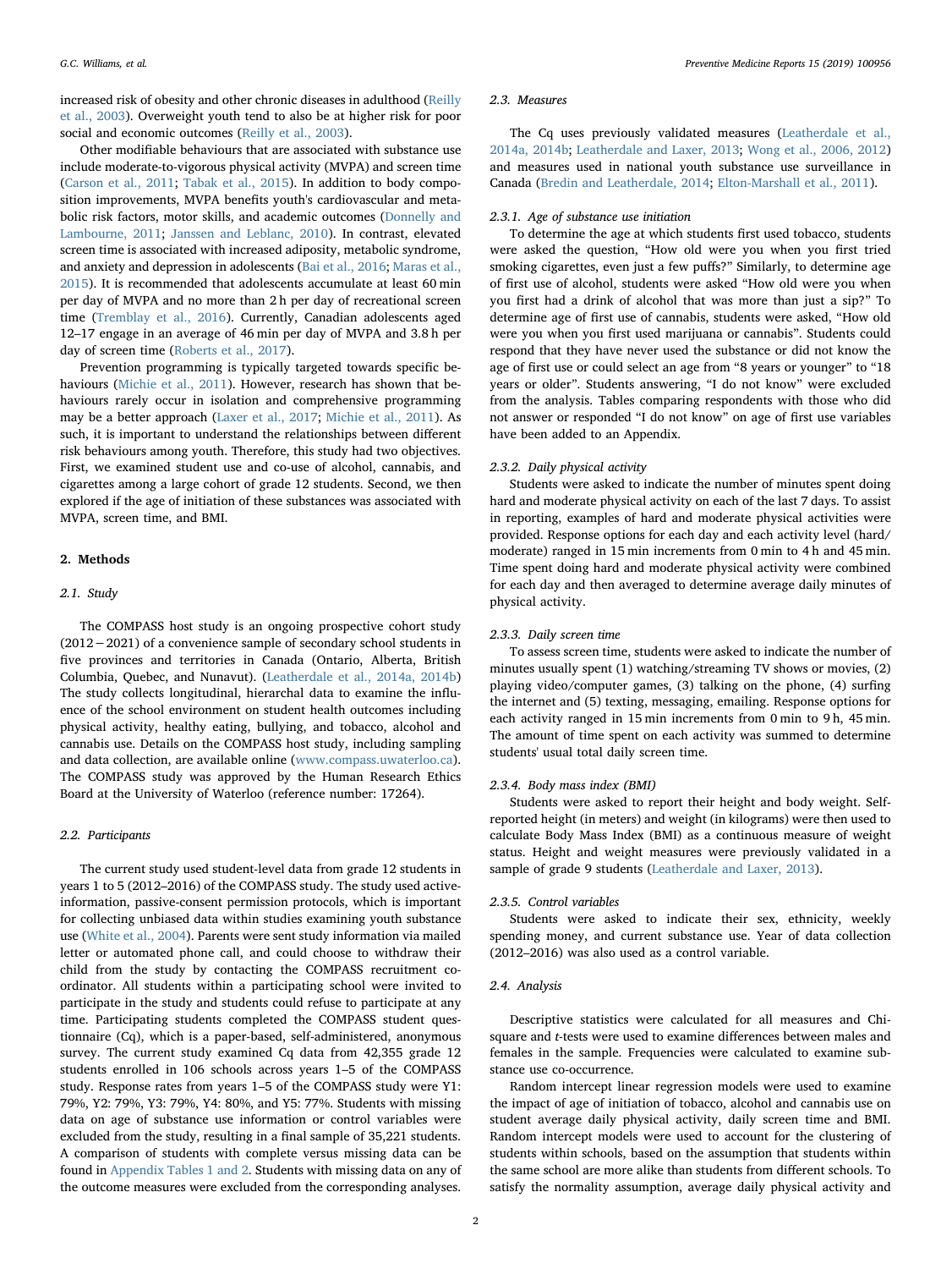increased risk of obesity and other chronic diseases in adulthood (Reilly et al., 2003). Overweight youth tend to also be at higher risk for poor social and economic outcomes (Reilly et al., 2003).

Other modifiable behaviours that are associated with substance use include moderate-to-vigorous physical activity (MVPA) and screen time (Carson et al., 2011; Tabak et al., 2015). In addition to body composition improvements, MVPA benefits youth's cardiovascular and metabolic risk factors, motor skills, and academic outcomes (Donnelly and Lambourne, 2011; Janssen and Leblanc, 2010). In contrast, elevated screen time is associated with increased adiposity, metabolic syndrome, and anxiety and depression in adolescents (Bai et al., 2016; Maras et al., 2015). It is recommended that adolescents accumulate at least 60 min per day of MVPA and no more than 2 h per day of recreational screen time (Tremblay et al., 2016). Currently, Canadian adolescents aged 12–17 engage in an average of 46 min per day of MVPA and 3.8 h per day of screen time (Roberts et al., 2017).

Prevention programming is typically targeted towards specific behaviours (Michie et al., 2011). However, research has shown that behaviours rarely occur in isolation and comprehensive programming may be a better approach (Laxer et al., 2017; Michie et al., 2011). As such, it is important to understand the relationships between different risk behaviours among youth. Therefore, this study had two objectives. First, we examined student use and co-use of alcohol, cannabis, and cigarettes among a large cohort of grade 12 students. Second, we then explored if the age of initiation of these substances was associated with MVPA, screen time, and BMI.

## 2. Methods

### 2.1. Study

The COMPASS host study is an ongoing prospective cohort study (2012 − 2021) of a convenience sample of secondary school students in five provinces and territories in Canada (Ontario, Alberta, British Columbia, Quebec, and Nunavut). (Leatherdale et al., 2014a, 2014b) The study collects longitudinal, hierarchal data to examine the influence of the school environment on student health outcomes including physical activity, healthy eating, bullying, and tobacco, alcohol and cannabis use. Details on the COMPASS host study, including sampling and data collection, are available online (www.compass.uwaterloo.ca). The COMPASS study was approved by the Human Research Ethics Board at the University of Waterloo (reference number: 17264).

### 2.2. Participants

The current study used student-level data from grade 12 students in years 1 to 5 (2012–2016) of the COMPASS study. The study used active-information, passive-consent permission protocols, which is important for collecting unbiased data within studies examining youth substance use (White et al., 2004). Parents were sent study information via mailed letter or automated phone call, and could choose to withdraw their child from the study by contacting the COMPASS recruitment coordinator. All students within a participating school were invited to participate in the study and students could refuse to participate at any time. Participating students completed the COMPASS student questionnaire (Cq), which is a paper-based, self-administered, anonymous survey. The current study examined Cq data from 42,355 grade 12 students enrolled in 106 schools across years 1–5 of the COMPASS study. Response rates from years 1–5 of the COMPASS study were Y1: 79%, Y2: 79%, Y3: 79%, Y4: 80%, and Y5: 77%. Students with missing data on age of substance use information or control variables were excluded from the study, resulting in a final sample of 35,221 students. A comparison of students with complete versus missing data can be found in Appendix Tables 1 and 2. Students with missing data on any of the outcome measures were excluded from the corresponding analyses.

### 2.3. Measures

The Cq uses previously validated measures (Leatherdale et al., 2014a, 2014b; Leatherdale and Laxer, 2013; Wong et al., 2006, 2012) and measures used in national youth substance use surveillance in Canada (Bredin and Leatherdale, 2014; Elton-Marshall et al., 2011).

#### 2.3.1. Age of substance use initiation

To determine the age at which students first used tobacco, students were asked the question, "How old were you when you first tried smoking cigarettes, even just a few puffs?" Similarly, to determine age of first use of alcohol, students were asked "How old were you when you first had a drink of alcohol that was more than just a sip?" To determine age of first use of cannabis, students were asked, "How old were you when you first used marijuana or cannabis". Students could respond that they have never used the substance or did not know the age of first use or could select an age from "8 years or younger" to "18 years or older". Students answering, "I do not know" were excluded from the analysis. Tables comparing respondents with those who did not answer or responded "I do not know" on age of first use variables have been added to an Appendix.

#### 2.3.2. Daily physical activity

Students were asked to indicate the number of minutes spent doing hard and moderate physical activity on each of the last 7 days. To assist in reporting, examples of hard and moderate physical activities were provided. Response options for each day and each activity level (hard/moderate) ranged in 15 min increments from 0 min to 4 h and 45 min. Time spent doing hard and moderate physical activity were combined for each day and then averaged to determine average daily minutes of physical activity.

#### 2.3.3. Daily screen time

To assess screen time, students were asked to indicate the number of minutes usually spent (1) watching/streaming TV shows or movies, (2) playing video/computer games, (3) talking on the phone, (4) surfing the internet and (5) texting, messaging, emailing. Response options for each activity ranged in 15 min increments from 0 min to 9 h, 45 min. The amount of time spent on each activity was summed to determine students' usual total daily screen time.

#### 2.3.4. Body mass index (BMI)

Students were asked to report their height and body weight. Self-reported height (in meters) and weight (in kilograms) were then used to calculate Body Mass Index (BMI) as a continuous measure of weight status. Height and weight measures were previously validated in a sample of grade 9 students (Leatherdale and Laxer, 2013).

#### 2.3.5. Control variables

Students were asked to indicate their sex, ethnicity, weekly spending money, and current substance use. Year of data collection (2012–2016) was also used as a control variable.

### 2.4. Analysis

Descriptive statistics were calculated for all measures and Chi-square and *t*-tests were used to examine differences between males and females in the sample. Frequencies were calculated to examine substance use co-occurrence.

Random intercept linear regression models were used to examine the impact of age of initiation of tobacco, alcohol and cannabis use on student average daily physical activity, daily screen time and BMI. Random intercept models were used to account for the clustering of students within schools, based on the assumption that students within the same school are more alike than students from different schools. To satisfy the normality assumption, average daily physical activity and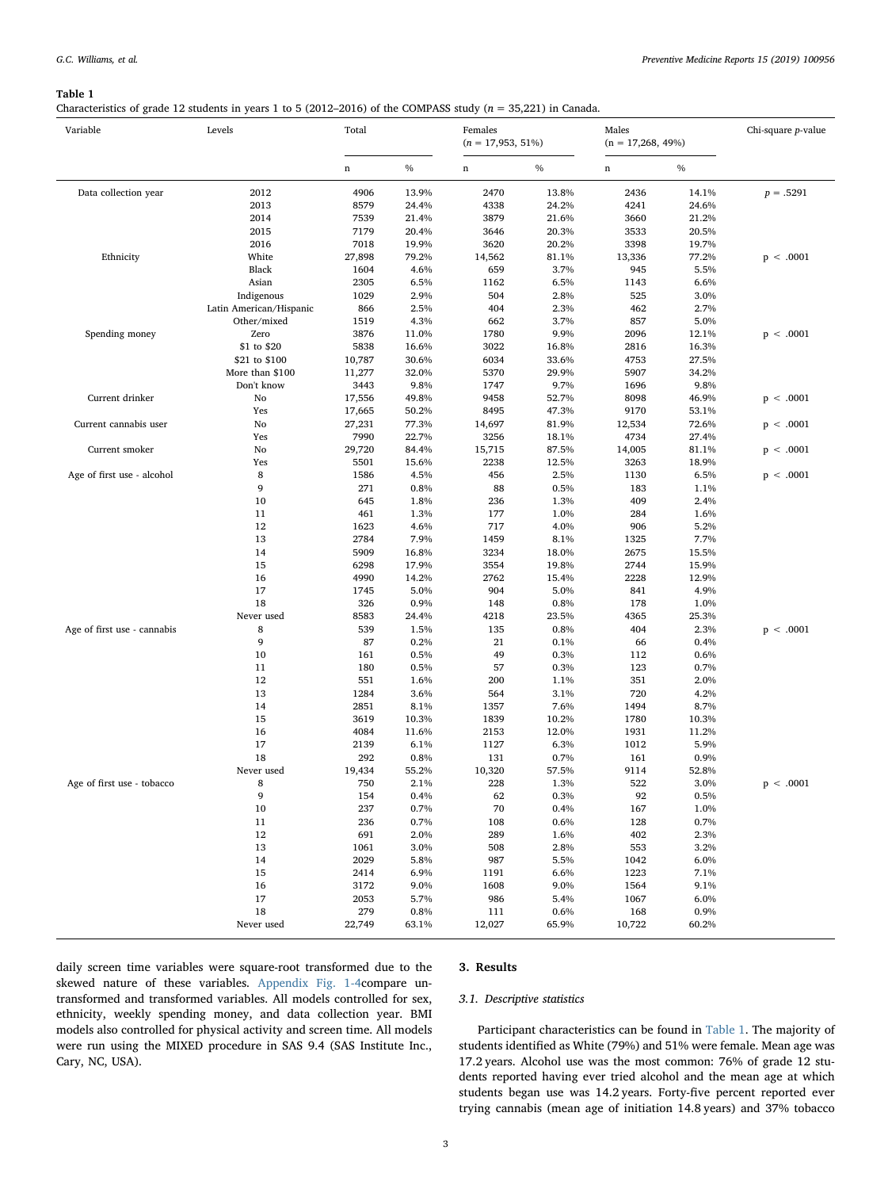**Table 1**
Characteristics of grade 12 students in years 1 to 5 (2012–2016) of the COMPASS study ($n$ = 35,221) in Canada.

| Variable | Levels | Total | | Females ($n$ = 17,953, 51%) | | Males (n = 17,268, 49%) | | Chi-square $p$-value |
|---|---|---|---|---|---|---|---|---|
| | | n | % | n | % | n | % | |
| Data collection year | 2012 | 4906 | 13.9% | 2470 | 13.8% | 2436 | 14.1% | $p$ = .5291 |
| | 2013 | 8579 | 24.4% | 4338 | 24.2% | 4241 | 24.6% | |
| | 2014 | 7539 | 21.4% | 3879 | 21.6% | 3660 | 21.2% | |
| | 2015 | 7179 | 20.4% | 3646 | 20.3% | 3533 | 20.5% | |
| | 2016 | 7018 | 19.9% | 3620 | 20.2% | 3398 | 19.7% | |
| Ethnicity | White | 27,898 | 79.2% | 14,562 | 81.1% | 13,336 | 77.2% | p < .0001 |
| | Black | 1604 | 4.6% | 659 | 3.7% | 945 | 5.5% | |
| | Asian | 2305 | 6.5% | 1162 | 6.5% | 1143 | 6.6% | |
| | Indigenous | 1029 | 2.9% | 504 | 2.8% | 525 | 3.0% | |
| | Latin American/Hispanic | 866 | 2.5% | 404 | 2.3% | 462 | 2.7% | |
| | Other/mixed | 1519 | 4.3% | 662 | 3.7% | 857 | 5.0% | |
| Spending money | Zero | 3876 | 11.0% | 1780 | 9.9% | 2096 | 12.1% | p < .0001 |
| | $1 to $20 | 5838 | 16.6% | 3022 | 16.8% | 2816 | 16.3% | |
| | $21 to $100 | 10,787 | 30.6% | 6034 | 33.6% | 4753 | 27.5% | |
| | More than $100 | 11,277 | 32.0% | 5370 | 29.9% | 5907 | 34.2% | |
| | Don't know | 3443 | 9.8% | 1747 | 9.7% | 1696 | 9.8% | |
| Current drinker | No | 17,556 | 49.8% | 9458 | 52.7% | 8098 | 46.9% | p < .0001 |
| | Yes | 17,665 | 50.2% | 8495 | 47.3% | 9170 | 53.1% | |
| Current cannabis user | No | 27,231 | 77.3% | 14,697 | 81.9% | 12,534 | 72.6% | p < .0001 |
| | Yes | 7990 | 22.7% | 3256 | 18.1% | 4734 | 27.4% | |
| Current smoker | No | 29,720 | 84.4% | 15,715 | 87.5% | 14,005 | 81.1% | p < .0001 |
| | Yes | 5501 | 15.6% | 2238 | 12.5% | 3263 | 18.9% | |
| Age of first use - alcohol | 8 | 1586 | 4.5% | 456 | 2.5% | 1130 | 6.5% | p < .0001 |
| | 9 | 271 | 0.8% | 88 | 0.5% | 183 | 1.1% | |
| | 10 | 645 | 1.8% | 236 | 1.3% | 409 | 2.4% | |
| | 11 | 461 | 1.3% | 177 | 1.0% | 284 | 1.6% | |
| | 12 | 1623 | 4.6% | 717 | 4.0% | 906 | 5.2% | |
| | 13 | 2784 | 7.9% | 1459 | 8.1% | 1325 | 7.7% | |
| | 14 | 5909 | 16.8% | 3234 | 18.0% | 2675 | 15.5% | |
| | 15 | 6298 | 17.9% | 3554 | 19.8% | 2744 | 15.9% | |
| | 16 | 4990 | 14.2% | 2762 | 15.4% | 2228 | 12.9% | |
| | 17 | 1745 | 5.0% | 904 | 5.0% | 841 | 4.9% | |
| | 18 | 326 | 0.9% | 148 | 0.8% | 178 | 1.0% | |
| | Never used | 8583 | 24.4% | 4218 | 23.5% | 4365 | 25.3% | |
| Age of first use - cannabis | 8 | 539 | 1.5% | 135 | 0.8% | 404 | 2.3% | p < .0001 |
| | 9 | 87 | 0.2% | 21 | 0.1% | 66 | 0.4% | |
| | 10 | 161 | 0.5% | 49 | 0.3% | 112 | 0.6% | |
| | 11 | 180 | 0.5% | 57 | 0.3% | 123 | 0.7% | |
| | 12 | 551 | 1.6% | 200 | 1.1% | 351 | 2.0% | |
| | 13 | 1284 | 3.6% | 564 | 3.1% | 720 | 4.2% | |
| | 14 | 2851 | 8.1% | 1357 | 7.6% | 1494 | 8.7% | |
| | 15 | 3619 | 10.3% | 1839 | 10.2% | 1780 | 10.3% | |
| | 16 | 4084 | 11.6% | 2153 | 12.0% | 1931 | 11.2% | |
| | 17 | 2139 | 6.1% | 1127 | 6.3% | 1012 | 5.9% | |
| | 18 | 292 | 0.8% | 131 | 0.7% | 161 | 0.9% | |
| | Never used | 19,434 | 55.2% | 10,320 | 57.5% | 9114 | 52.8% | |
| Age of first use - tobacco | 8 | 750 | 2.1% | 228 | 1.3% | 522 | 3.0% | p < .0001 |
| | 9 | 154 | 0.4% | 62 | 0.3% | 92 | 0.5% | |
| | 10 | 237 | 0.7% | 70 | 0.4% | 167 | 1.0% | |
| | 11 | 236 | 0.7% | 108 | 0.6% | 128 | 0.7% | |
| | 12 | 691 | 2.0% | 289 | 1.6% | 402 | 2.3% | |
| | 13 | 1061 | 3.0% | 508 | 2.8% | 553 | 3.2% | |
| | 14 | 2029 | 5.8% | 987 | 5.5% | 1042 | 6.0% | |
| | 15 | 2414 | 6.9% | 1191 | 6.6% | 1223 | 7.1% | |
| | 16 | 3172 | 9.0% | 1608 | 9.0% | 1564 | 9.1% | |
| | 17 | 2053 | 5.7% | 986 | 5.4% | 1067 | 6.0% | |
| | 18 | 279 | 0.8% | 111 | 0.6% | 168 | 0.9% | |
| | Never used | 22,749 | 63.1% | 12,027 | 65.9% | 10,722 | 60.2% | |

daily screen time variables were square-root transformed due to the skewed nature of these variables. Appendix Fig. 1-4compare untransformed and transformed variables. All models controlled for sex, ethnicity, weekly spending money, and data collection year. BMI models also controlled for physical activity and screen time. All models were run using the MIXED procedure in SAS 9.4 (SAS Institute Inc., Cary, NC, USA).

## 3. Results

### 3.1. Descriptive statistics

Participant characteristics can be found in Table 1. The majority of students identified as White (79%) and 51% were female. Mean age was 17.2 years. Alcohol use was the most common: 76% of grade 12 students reported having ever tried alcohol and the mean age at which students began use was 14.2 years. Forty-five percent reported ever trying cannabis (mean age of initiation 14.8 years) and 37% tobacco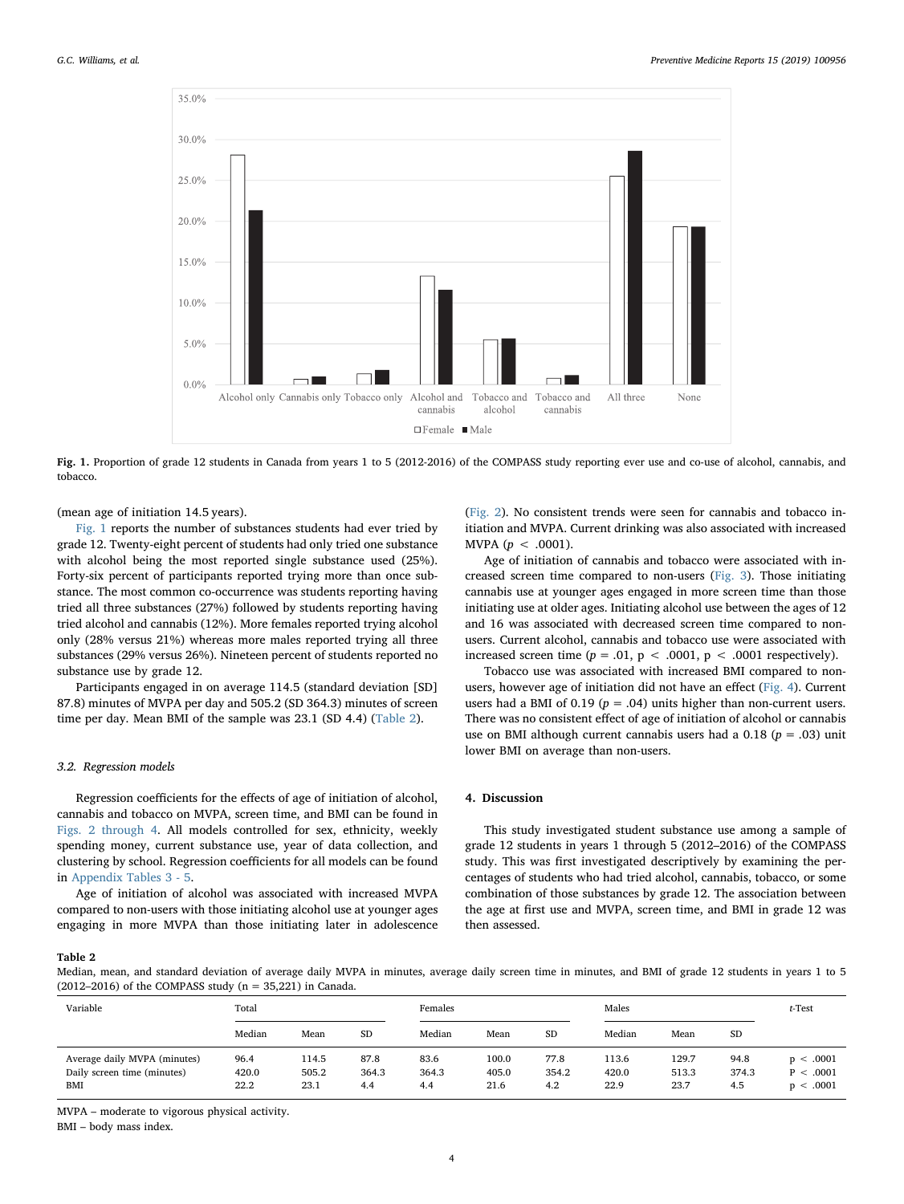Fig. 1. Proportion of grade 12 students in Canada from years 1 to 5 (2012-2016) of the COMPASS study reporting ever use and co-use of alcohol, cannabis, and tobacco.

(mean age of initiation 14.5 years).

Fig. 1 reports the number of substances students had ever tried by grade 12. Twenty-eight percent of students had only tried one substance with alcohol being the most reported single substance used (25%). Forty-six percent of participants reported trying more than once substance. The most common co-occurrence was students reporting having tried all three substances (27%) followed by students reporting having tried alcohol and cannabis (12%). More females reported trying alcohol only (28% versus 21%) whereas more males reported trying all three substances (29% versus 26%). Nineteen percent of students reported no substance use by grade 12.

Participants engaged in on average 114.5 (standard deviation [SD] 87.8) minutes of MVPA per day and 505.2 (SD 364.3) minutes of screen time per day. Mean BMI of the sample was 23.1 (SD 4.4) (Table 2).

### 3.2. Regression models

Regression coefficients for the effects of age of initiation of alcohol, cannabis and tobacco on MVPA, screen time, and BMI can be found in Figs. 2 through 4. All models controlled for sex, ethnicity, weekly spending money, current substance use, year of data collection, and clustering by school. Regression coefficients for all models can be found in Appendix Tables 3 - 5.

Age of initiation of alcohol was associated with increased MVPA compared to non-users with those initiating alcohol use at younger ages engaging in more MVPA than those initiating later in adolescence (Fig. 2). No consistent trends were seen for cannabis and tobacco initiation and MVPA. Current drinking was also associated with increased MVPA ($p < .0001$).

Age of initiation of cannabis and tobacco were associated with increased screen time compared to non-users (Fig. 3). Those initiating cannabis use at younger ages engaged in more screen time than those initiating use at older ages. Initiating alcohol use between the ages of 12 and 16 was associated with decreased screen time compared to non-users. Current alcohol, cannabis and tobacco use were associated with increased screen time ($p = .01$, $p < .0001$, $p < .0001$ respectively).

Tobacco use was associated with increased BMI compared to non-users, however age of initiation did not have an effect (Fig. 4). Current users had a BMI of 0.19 ($p = .04$) units higher than non-current users. There was no consistent effect of age of initiation of alcohol or cannabis use on BMI although current cannabis users had a 0.18 ($p = .03$) unit lower BMI on average than non-users.

## 4. Discussion

This study investigated student substance use among a sample of grade 12 students in years 1 through 5 (2012–2016) of the COMPASS study. This was first investigated descriptively by examining the percentages of students who had tried alcohol, cannabis, tobacco, or some combination of those substances by grade 12. The association between the age at first use and MVPA, screen time, and BMI in grade 12 was then assessed.

**Table 2**
Median, mean, and standard deviation of average daily MVPA in minutes, average daily screen time in minutes, and BMI of grade 12 students in years 1 to 5 (2012–2016) of the COMPASS study (n = 35,221) in Canada.

| Variable | Total | | | Females | | | Males | | | *t*-Test |
|---|---|---|---|---|---|---|---|---|---|---|
| | Median | Mean | SD | Median | Mean | SD | Median | Mean | SD | |
| Average daily MVPA (minutes) | 96.4 | 114.5 | 87.8 | 83.6 | 100.0 | 77.8 | 113.6 | 129.7 | 94.8 | $p < .0001$ |
| Daily screen time (minutes) | 420.0 | 505.2 | 364.3 | 364.3 | 405.0 | 354.2 | 420.0 | 513.3 | 374.3 | $P < .0001$ |
| BMI | 22.2 | 23.1 | 4.4 | 4.4 | 21.6 | 4.2 | 22.9 | 23.7 | 4.5 | $p < .0001$ |

MVPA – moderate to vigorous physical activity.
BMI – body mass index.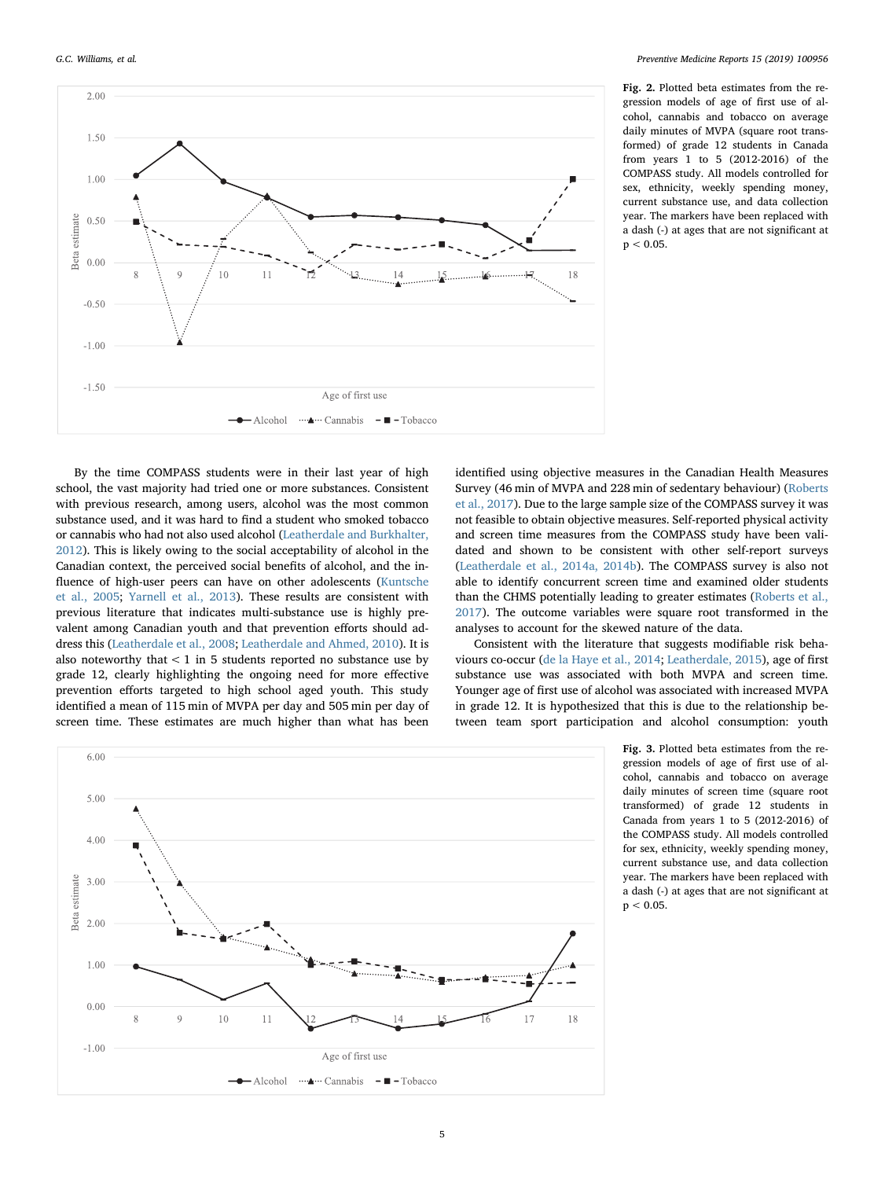**Fig. 2.** Plotted beta estimates from the regression models of age of first use of alcohol, cannabis and tobacco on average daily minutes of MVPA (square root transformed) of grade 12 students in Canada from years 1 to 5 (2012-2016) of the COMPASS study. All models controlled for sex, ethnicity, weekly spending money, current substance use, and data collection year. The markers have been replaced with a dash (-) at ages that are not significant at $p < 0.05$.

By the time COMPASS students were in their last year of high school, the vast majority had tried one or more substances. Consistent with previous research, among users, alcohol was the most common substance used, and it was hard to find a student who smoked tobacco or cannabis who had not also used alcohol (Leatherdale and Burkhalter, 2012). This is likely owing to the social acceptability of alcohol in the Canadian context, the perceived social benefits of alcohol, and the influence of high-user peers can have on other adolescents (Kuntsche et al., 2005; Yarnell et al., 2013). These results are consistent with previous literature that indicates multi-substance use is highly prevalent among Canadian youth and that prevention efforts should address this (Leatherdale et al., 2008; Leatherdale and Ahmed, 2010). It is also noteworthy that < 1 in 5 students reported no substance use by grade 12, clearly highlighting the ongoing need for more effective prevention efforts targeted to high school aged youth. This study identified a mean of 115 min of MVPA per day and 505 min per day of screen time. These estimates are much higher than what has been identified using objective measures in the Canadian Health Measures Survey (46 min of MVPA and 228 min of sedentary behaviour) (Roberts et al., 2017). Due to the large sample size of the COMPASS survey it was not feasible to obtain objective measures. Self-reported physical activity and screen time measures from the COMPASS study have been validated and shown to be consistent with other self-report surveys (Leatherdale et al., 2014a, 2014b). The COMPASS survey is also not able to identify concurrent screen time and examined older students than the CHMS potentially leading to greater estimates (Roberts et al., 2017). The outcome variables were square root transformed in the analyses to account for the skewed nature of the data.

Consistent with the literature that suggests modifiable risk behaviours co-occur (de la Haye et al., 2014; Leatherdale, 2015), age of first substance use was associated with both MVPA and screen time. Younger age of first use of alcohol was associated with increased MVPA in grade 12. It is hypothesized that this is due to the relationship between team sport participation and alcohol consumption: youth

**Fig. 3.** Plotted beta estimates from the regression models of age of first use of alcohol, cannabis and tobacco on average daily minutes of screen time (square root transformed) of grade 12 students in Canada from years 1 to 5 (2012-2016) of the COMPASS study. All models controlled for sex, ethnicity, weekly spending money, current substance use, and data collection year. The markers have been replaced with a dash (-) at ages that are not significant at $p < 0.05$.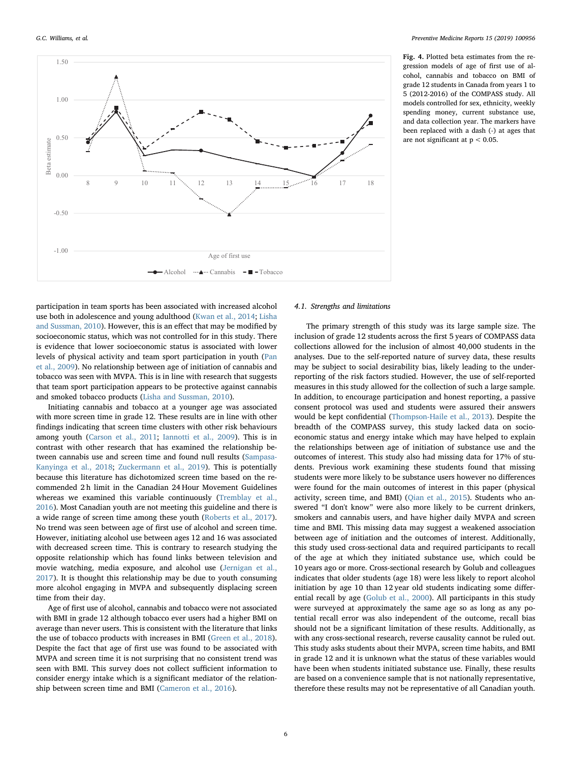Fig. 4. Plotted beta estimates from the regression models of age of first use of alcohol, cannabis and tobacco on BMI of grade 12 students in Canada from years 1 to 5 (2012-2016) of the COMPASS study. All models controlled for sex, ethnicity, weekly spending money, current substance use, and data collection year. The markers have been replaced with a dash (-) at ages that are not significant at $p < 0.05$.

participation in team sports has been associated with increased alcohol use both in adolescence and young adulthood (Kwan et al., 2014; Lisha and Sussman, 2010). However, this is an effect that may be modified by socioeconomic status, which was not controlled for in this study. There is evidence that lower socioeconomic status is associated with lower levels of physical activity and team sport participation in youth (Pan et al., 2009). No relationship between age of initiation of cannabis and tobacco was seen with MVPA. This is in line with research that suggests that team sport participation appears to be protective against cannabis and smoked tobacco products (Lisha and Sussman, 2010).

Initiating cannabis and tobacco at a younger age was associated with more screen time in grade 12. These results are in line with other findings indicating that screen time clusters with other risk behaviours among youth (Carson et al., 2011; Iannotti et al., 2009). This is in contrast with other research that has examined the relationship between cannabis use and screen time and found null results (Sampasa-Kanyinga et al., 2018; Zuckermann et al., 2019). This is potentially because this literature has dichotomized screen time based on the recommended 2 h limit in the Canadian 24 Hour Movement Guidelines whereas we examined this variable continuously (Tremblay et al., 2016). Most Canadian youth are not meeting this guideline and there is a wide range of screen time among these youth (Roberts et al., 2017). No trend was seen between age of first use of alcohol and screen time. However, initiating alcohol use between ages 12 and 16 was associated with decreased screen time. This is contrary to research studying the opposite relationship which has found links between television and movie watching, media exposure, and alcohol use (Jernigan et al., 2017). It is thought this relationship may be due to youth consuming more alcohol engaging in MVPA and subsequently displacing screen time from their day.

Age of first use of alcohol, cannabis and tobacco were not associated with BMI in grade 12 although tobacco ever users had a higher BMI on average than never users. This is consistent with the literature that links the use of tobacco products with increases in BMI (Green et al., 2018). Despite the fact that age of first use was found to be associated with MVPA and screen time it is not surprising that no consistent trend was seen with BMI. This survey does not collect sufficient information to consider energy intake which is a significant mediator of the relationship between screen time and BMI (Cameron et al., 2016).

### 4.1. Strengths and limitations

The primary strength of this study was its large sample size. The inclusion of grade 12 students across the first 5 years of COMPASS data collections allowed for the inclusion of almost 40,000 students in the analyses. Due to the self-reported nature of survey data, these results may be subject to social desirability bias, likely leading to the under-reporting of the risk factors studied. However, the use of self-reported measures in this study allowed for the collection of such a large sample. In addition, to encourage participation and honest reporting, a passive consent protocol was used and students were assured their answers would be kept confidential (Thompson-Haile et al., 2013). Despite the breadth of the COMPASS survey, this study lacked data on socioeconomic status and energy intake which may have helped to explain the relationships between age of initiation of substance use and the outcomes of interest. This study also had missing data for 17% of students. Previous work examining these students found that missing students were more likely to be substance users however no differences were found for the main outcomes of interest in this paper (physical activity, screen time, and BMI) (Qian et al., 2015). Students who answered "I don't know" were also more likely to be current drinkers, smokers and cannabis users, and have higher daily MVPA and screen time and BMI. This missing data may suggest a weakened association between age of initiation and the outcomes of interest. Additionally, this study used cross-sectional data and required participants to recall of the age at which they initiated substance use, which could be 10 years ago or more. Cross-sectional research by Golub and colleagues indicates that older students (age 18) were less likely to report alcohol initiation by age 10 than 12 year old students indicating some differential recall by age (Golub et al., 2000). All participants in this study were surveyed at approximately the same age so as long as any potential recall error was also independent of the outcome, recall bias should not be a significant limitation of these results. Additionally, as with any cross-sectional research, reverse causality cannot be ruled out. This study asks students about their MVPA, screen time habits, and BMI in grade 12 and it is unknown what the status of these variables would have been when students initiated substance use. Finally, these results are based on a convenience sample that is not nationally representative, therefore these results may not be representative of all Canadian youth.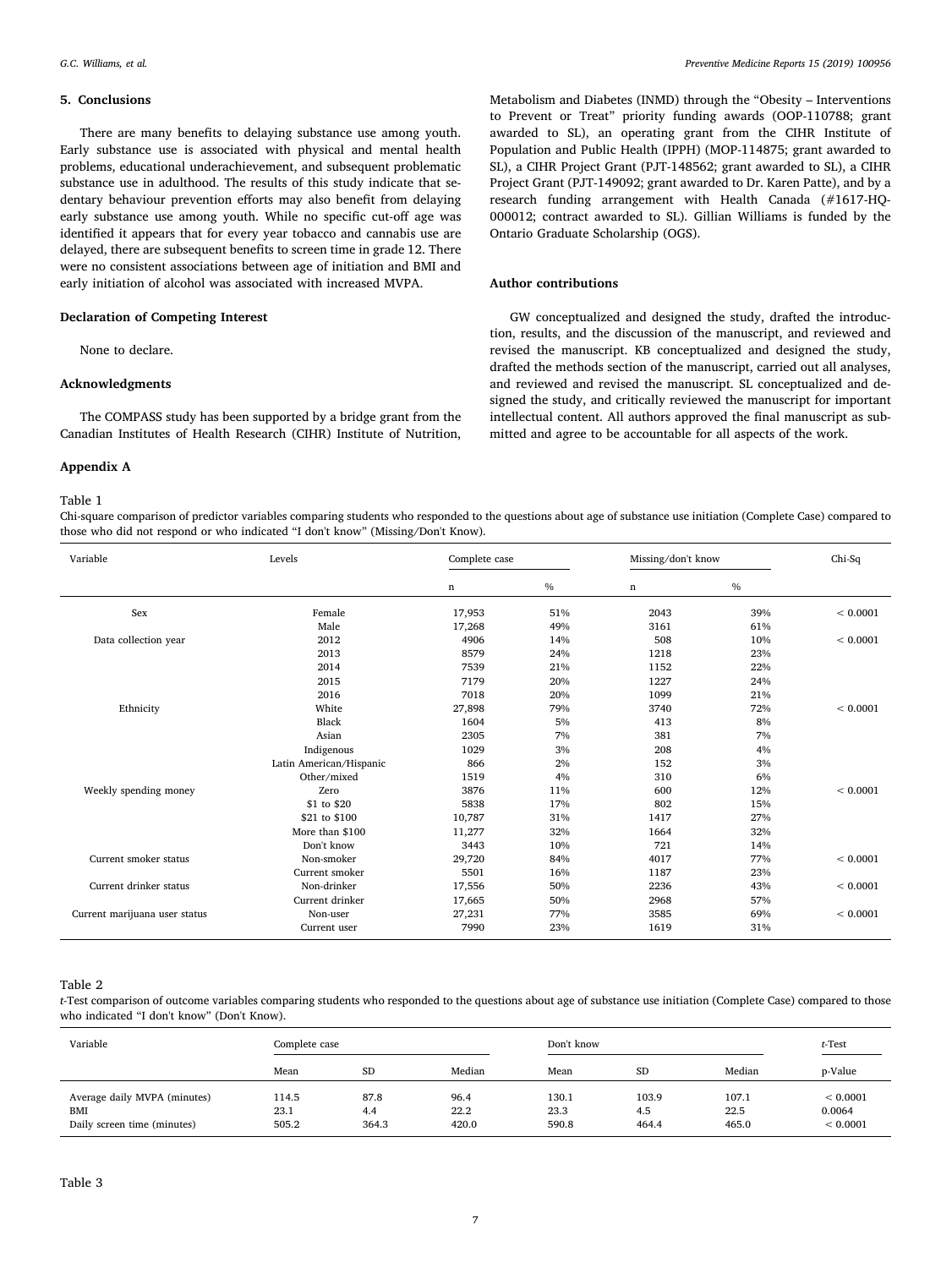## 5. Conclusions

There are many benefits to delaying substance use among youth. Early substance use is associated with physical and mental health problems, educational underachievement, and subsequent problematic substance use in adulthood. The results of this study indicate that sedentary behaviour prevention efforts may also benefit from delaying early substance use among youth. While no specific cut-off age was identified it appears that for every year tobacco and cannabis use are delayed, there are subsequent benefits to screen time in grade 12. There were no consistent associations between age of initiation and BMI and early initiation of alcohol was associated with increased MVPA.

### Declaration of Competing Interest

None to declare.

### Acknowledgments

The COMPASS study has been supported by a bridge grant from the Canadian Institutes of Health Research (CIHR) Institute of Nutrition, Metabolism and Diabetes (INMD) through the "Obesity – Interventions to Prevent or Treat" priority funding awards (OOP-110788; grant awarded to SL), an operating grant from the CIHR Institute of Population and Public Health (IPPH) (MOP-114875; grant awarded to SL), a CIHR Project Grant (PJT-148562; grant awarded to SL), a CIHR Project Grant (PJT-149092; grant awarded to Dr. Karen Patte), and by a research funding arrangement with Health Canada (#1617-HQ-000012; contract awarded to SL). Gillian Williams is funded by the Ontario Graduate Scholarship (OGS).

### Author contributions

GW conceptualized and designed the study, drafted the introduction, results, and the discussion of the manuscript, and reviewed and revised the manuscript. KB conceptualized and designed the study, drafted the methods section of the manuscript, carried out all analyses, and reviewed and revised the manuscript. SL conceptualized and designed the study, and critically reviewed the manuscript for important intellectual content. All authors approved the final manuscript as submitted and agree to be accountable for all aspects of the work.

## Appendix A

Table 1
Chi-square comparison of predictor variables comparing students who responded to the questions about age of substance use initiation (Complete Case) compared to those who did not respond or who indicated "I don't know" (Missing/Don't Know).

| Variable | Levels | Complete case | | Missing/don't know | | Chi-Sq |
|---|---|---|---|---|---|---|
| | | n | % | n | % | |
| Sex | Female | 17,953 | 51% | 2043 | 39% | < 0.0001 |
| | Male | 17,268 | 49% | 3161 | 61% | |
| Data collection year | 2012 | 4906 | 14% | 508 | 10% | < 0.0001 |
| | 2013 | 8579 | 24% | 1218 | 23% | |
| | 2014 | 7539 | 21% | 1152 | 22% | |
| | 2015 | 7179 | 20% | 1227 | 24% | |
| | 2016 | 7018 | 20% | 1099 | 21% | |
| Ethnicity | White | 27,898 | 79% | 3740 | 72% | < 0.0001 |
| | Black | 1604 | 5% | 413 | 8% | |
| | Asian | 2305 | 7% | 381 | 7% | |
| | Indigenous | 1029 | 3% | 208 | 4% | |
| | Latin American/Hispanic | 866 | 2% | 152 | 3% | |
| | Other/mixed | 1519 | 4% | 310 | 6% | |
| Weekly spending money | Zero | 3876 | 11% | 600 | 12% | < 0.0001 |
| | $1 to $20 | 5838 | 17% | 802 | 15% | |
| | $21 to $100 | 10,787 | 31% | 1417 | 27% | |
| | More than $100 | 11,277 | 32% | 1664 | 32% | |
| | Don't know | 3443 | 10% | 721 | 14% | |
| Current smoker status | Non-smoker | 29,720 | 84% | 4017 | 77% | < 0.0001 |
| | Current smoker | 5501 | 16% | 1187 | 23% | |
| Current drinker status | Non-drinker | 17,556 | 50% | 2236 | 43% | < 0.0001 |
| | Current drinker | 17,665 | 50% | 2968 | 57% | |
| Current marijuana user status | Non-user | 27,231 | 77% | 3585 | 69% | < 0.0001 |
| | Current user | 7990 | 23% | 1619 | 31% | |

Table 2
*t*-Test comparison of outcome variables comparing students who responded to the questions about age of substance use initiation (Complete Case) compared to those who indicated "I don't know" (Don't Know).

| Variable | Complete case | | | Don't know | | | *t*-Test |
|---|---|---|---|---|---|---|---|
| | Mean | SD | Median | Mean | SD | Median | p-Value |
| Average daily MVPA (minutes) | 114.5 | 87.8 | 96.4 | 130.1 | 103.9 | 107.1 | < 0.0001 |
| BMI | 23.1 | 4.4 | 22.2 | 23.3 | 4.5 | 22.5 | 0.0064 |
| Daily screen time (minutes) | 505.2 | 364.3 | 420.0 | 590.8 | 464.4 | 465.0 | < 0.0001 |

Table 3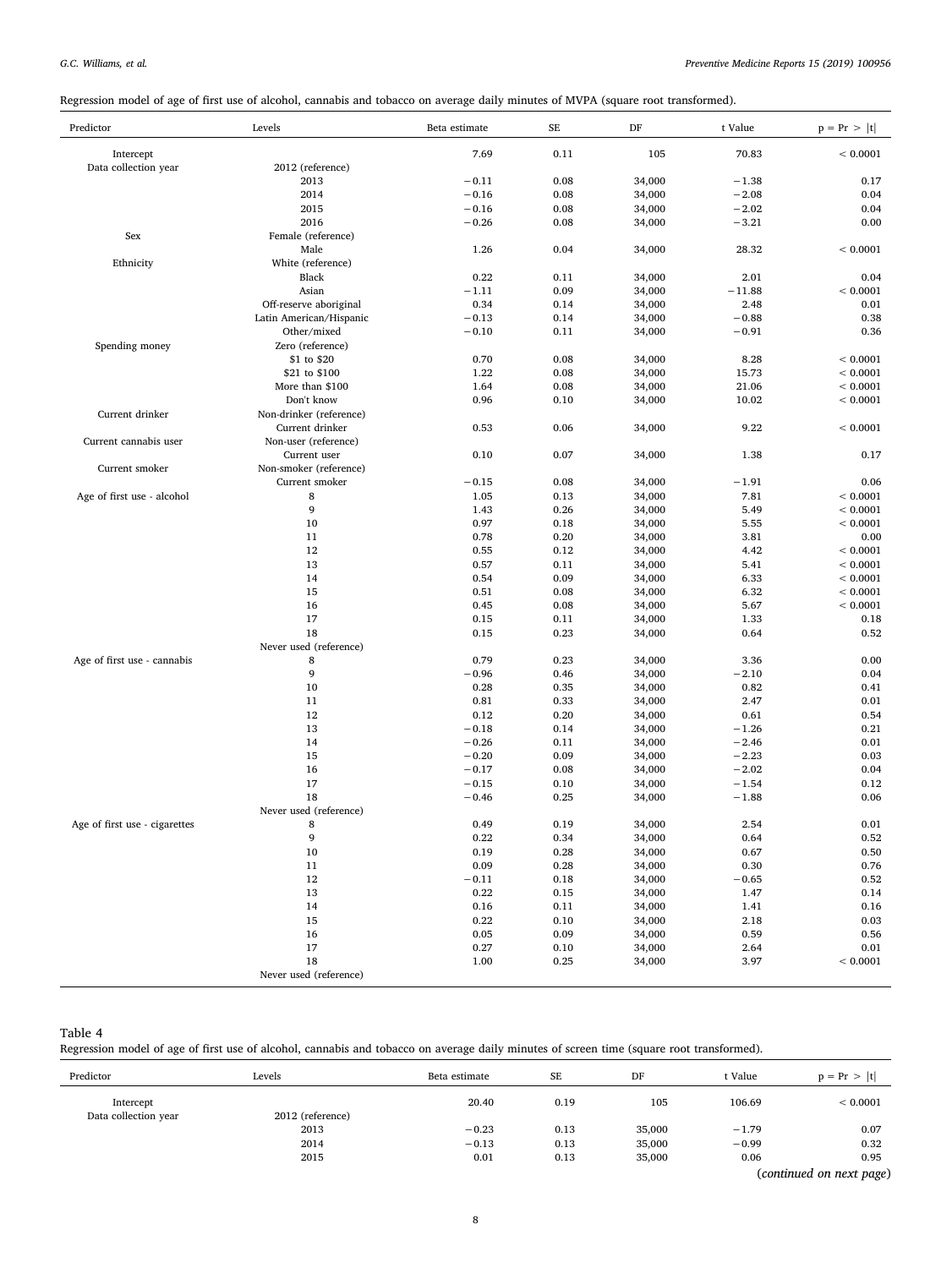Regression model of age of first use of alcohol, cannabis and tobacco on average daily minutes of MVPA (square root transformed).

| Predictor | Levels | Beta estimate | SE | DF | t Value | p = Pr > \|t\| |
|---|---|---|---|---|---|---|
| Intercept | | 7.69 | 0.11 | 105 | 70.83 | < 0.0001 |
| Data collection year | 2012 (reference) | | | | | |
| | 2013 | −0.11 | 0.08 | 34,000 | −1.38 | 0.17 |
| | 2014 | −0.16 | 0.08 | 34,000 | −2.08 | 0.04 |
| | 2015 | −0.16 | 0.08 | 34,000 | −2.02 | 0.04 |
| | 2016 | −0.26 | 0.08 | 34,000 | −3.21 | 0.00 |
| Sex | Female (reference) | | | | | |
| | Male | 1.26 | 0.04 | 34,000 | 28.32 | < 0.0001 |
| Ethnicity | White (reference) | | | | | |
| | Black | 0.22 | 0.11 | 34,000 | 2.01 | 0.04 |
| | Asian | −1.11 | 0.09 | 34,000 | −11.88 | < 0.0001 |
| | Off-reserve aboriginal | 0.34 | 0.14 | 34,000 | 2.48 | 0.01 |
| | Latin American/Hispanic | −0.13 | 0.14 | 34,000 | −0.88 | 0.38 |
| | Other/mixed | −0.10 | 0.11 | 34,000 | −0.91 | 0.36 |
| Spending money | Zero (reference) | | | | | |
| | $1 to $20 | 0.70 | 0.08 | 34,000 | 8.28 | < 0.0001 |
| | $21 to $100 | 1.22 | 0.08 | 34,000 | 15.73 | < 0.0001 |
| | More than $100 | 1.64 | 0.08 | 34,000 | 21.06 | < 0.0001 |
| | Don't know | 0.96 | 0.10 | 34,000 | 10.02 | < 0.0001 |
| Current drinker | Non-drinker (reference) | | | | | |
| | Current drinker | 0.53 | 0.06 | 34,000 | 9.22 | < 0.0001 |
| Current cannabis user | Non-user (reference) | | | | | |
| | Current user | 0.10 | 0.07 | 34,000 | 1.38 | 0.17 |
| Current smoker | Non-smoker (reference) | | | | | |
| | Current smoker | −0.15 | 0.08 | 34,000 | −1.91 | 0.06 |
| Age of first use - alcohol | 8 | 1.05 | 0.13 | 34,000 | 7.81 | < 0.0001 |
| | 9 | 1.43 | 0.26 | 34,000 | 5.49 | < 0.0001 |
| | 10 | 0.97 | 0.18 | 34,000 | 5.55 | < 0.0001 |
| | 11 | 0.78 | 0.20 | 34,000 | 3.81 | 0.00 |
| | 12 | 0.55 | 0.12 | 34,000 | 4.42 | < 0.0001 |
| | 13 | 0.57 | 0.11 | 34,000 | 5.41 | < 0.0001 |
| | 14 | 0.54 | 0.09 | 34,000 | 6.33 | < 0.0001 |
| | 15 | 0.51 | 0.08 | 34,000 | 6.32 | < 0.0001 |
| | 16 | 0.45 | 0.08 | 34,000 | 5.67 | < 0.0001 |
| | 17 | 0.15 | 0.11 | 34,000 | 1.33 | 0.18 |
| | 18 | 0.15 | 0.23 | 34,000 | 0.64 | 0.52 |
| | Never used (reference) | | | | | |
| Age of first use - cannabis | 8 | 0.79 | 0.23 | 34,000 | 3.36 | 0.00 |
| | 9 | −0.96 | 0.46 | 34,000 | −2.10 | 0.04 |
| | 10 | 0.28 | 0.35 | 34,000 | 0.82 | 0.41 |
| | 11 | 0.81 | 0.33 | 34,000 | 2.47 | 0.01 |
| | 12 | 0.12 | 0.20 | 34,000 | 0.61 | 0.54 |
| | 13 | −0.18 | 0.14 | 34,000 | −1.26 | 0.21 |
| | 14 | −0.26 | 0.11 | 34,000 | −2.46 | 0.01 |
| | 15 | −0.20 | 0.09 | 34,000 | −2.23 | 0.03 |
| | 16 | −0.17 | 0.08 | 34,000 | −2.02 | 0.04 |
| | 17 | −0.15 | 0.10 | 34,000 | −1.54 | 0.12 |
| | 18 | −0.46 | 0.25 | 34,000 | −1.88 | 0.06 |
| | Never used (reference) | | | | | |
| Age of first use - cigarettes | 8 | 0.49 | 0.19 | 34,000 | 2.54 | 0.01 |
| | 9 | 0.22 | 0.34 | 34,000 | 0.64 | 0.52 |
| | 10 | 0.19 | 0.28 | 34,000 | 0.67 | 0.50 |
| | 11 | 0.09 | 0.28 | 34,000 | 0.30 | 0.76 |
| | 12 | −0.11 | 0.18 | 34,000 | −0.65 | 0.52 |
| | 13 | 0.22 | 0.15 | 34,000 | 1.47 | 0.14 |
| | 14 | 0.16 | 0.11 | 34,000 | 1.41 | 0.16 |
| | 15 | 0.22 | 0.10 | 34,000 | 2.18 | 0.03 |
| | 16 | 0.05 | 0.09 | 34,000 | 0.59 | 0.56 |
| | 17 | 0.27 | 0.10 | 34,000 | 2.64 | 0.01 |
| | 18 | 1.00 | 0.25 | 34,000 | 3.97 | < 0.0001 |
| | Never used (reference) | | | | | |

Table 4
Regression model of age of first use of alcohol, cannabis and tobacco on average daily minutes of screen time (square root transformed).

| Predictor | Levels | Beta estimate | SE | DF | t Value | p = Pr > \|t\| |
|---|---|---|---|---|---|---|
| Intercept | | 20.40 | 0.19 | 105 | 106.69 | < 0.0001 |
| Data collection year | 2012 (reference) | | | | | |
| | 2013 | −0.23 | 0.13 | 35,000 | −1.79 | 0.07 |
| | 2014 | −0.13 | 0.13 | 35,000 | −0.99 | 0.32 |
| | 2015 | 0.01 | 0.13 | 35,000 | 0.06 | 0.95 |

(*continued on next page*)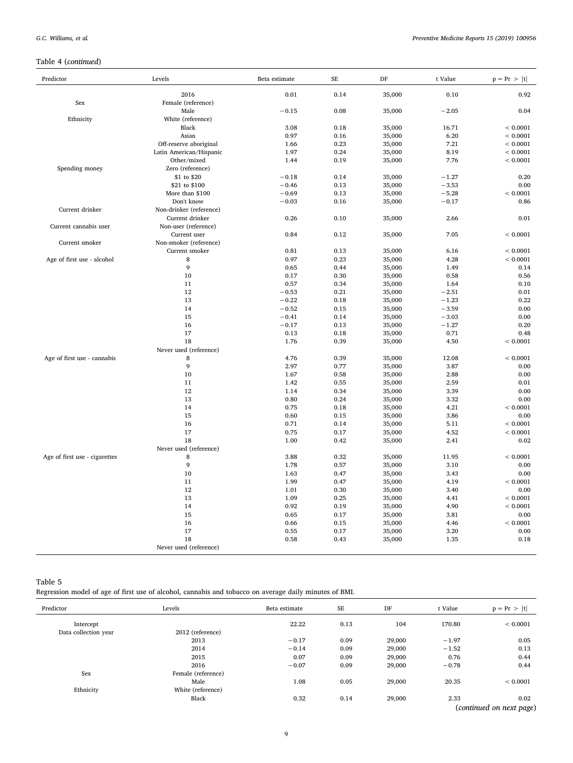Table 4 (*continued*)

| Predictor | Levels | Beta estimate | SE | DF | t Value | p = Pr > \|t\| |
|---|---|---|---|---|---|---|
| | 2016 | 0.01 | 0.14 | 35,000 | 0.10 | 0.92 |
| Sex | Female (reference) | | | | | |
| | Male | −0.15 | 0.08 | 35,000 | −2.05 | 0.04 |
| Ethnicity | White (reference) | | | | | |
| | Black | 3.08 | 0.18 | 35,000 | 16.71 | < 0.0001 |
| | Asian | 0.97 | 0.16 | 35,000 | 6.20 | < 0.0001 |
| | Off-reserve aboriginal | 1.66 | 0.23 | 35,000 | 7.21 | < 0.0001 |
| | Latin American/Hispanic | 1.97 | 0.24 | 35,000 | 8.19 | < 0.0001 |
| | Other/mixed | 1.44 | 0.19 | 35,000 | 7.76 | < 0.0001 |
| Spending money | Zero (reference) | | | | | |
| | $1 to $20 | −0.18 | 0.14 | 35,000 | −1.27 | 0.20 |
| | $21 to $100 | −0.46 | 0.13 | 35,000 | −3.53 | 0.00 |
| | More than $100 | −0.69 | 0.13 | 35,000 | −5.28 | < 0.0001 |
| | Don't know | −0.03 | 0.16 | 35,000 | −0.17 | 0.86 |
| Current drinker | Non-drinker (reference) | | | | | |
| | Current drinker | 0.26 | 0.10 | 35,000 | 2.66 | 0.01 |
| Current cannabis user | Non-user (reference) | | | | | |
| | Current user | 0.84 | 0.12 | 35,000 | 7.05 | < 0.0001 |
| Current smoker | Non-smoker (reference) | | | | | |
| | Current smoker | 0.81 | 0.13 | 35,000 | 6.16 | < 0.0001 |
| Age of first use - alcohol | 8 | 0.97 | 0.23 | 35,000 | 4.28 | < 0.0001 |
| | 9 | 0.65 | 0.44 | 35,000 | 1.49 | 0.14 |
| | 10 | 0.17 | 0.30 | 35,000 | 0.58 | 0.56 |
| | 11 | 0.57 | 0.34 | 35,000 | 1.64 | 0.10 |
| | 12 | −0.53 | 0.21 | 35,000 | −2.51 | 0.01 |
| | 13 | −0.22 | 0.18 | 35,000 | −1.23 | 0.22 |
| | 14 | −0.52 | 0.15 | 35,000 | −3.59 | 0.00 |
| | 15 | −0.41 | 0.14 | 35,000 | −3.03 | 0.00 |
| | 16 | −0.17 | 0.13 | 35,000 | −1.27 | 0.20 |
| | 17 | 0.13 | 0.18 | 35,000 | 0.71 | 0.48 |
| | 18 | 1.76 | 0.39 | 35,000 | 4.50 | < 0.0001 |
| | Never used (reference) | | | | | |
| Age of first use - cannabis | 8 | 4.76 | 0.39 | 35,000 | 12.08 | < 0.0001 |
| | 9 | 2.97 | 0.77 | 35,000 | 3.87 | 0.00 |
| | 10 | 1.67 | 0.58 | 35,000 | 2.88 | 0.00 |
| | 11 | 1.42 | 0.55 | 35,000 | 2.59 | 0.01 |
| | 12 | 1.14 | 0.34 | 35,000 | 3.39 | 0.00 |
| | 13 | 0.80 | 0.24 | 35,000 | 3.32 | 0.00 |
| | 14 | 0.75 | 0.18 | 35,000 | 4.21 | < 0.0001 |
| | 15 | 0.60 | 0.15 | 35,000 | 3.86 | 0.00 |
| | 16 | 0.71 | 0.14 | 35,000 | 5.11 | < 0.0001 |
| | 17 | 0.75 | 0.17 | 35,000 | 4.52 | < 0.0001 |
| | 18 | 1.00 | 0.42 | 35,000 | 2.41 | 0.02 |
| | Never used (reference) | | | | | |
| Age of first use - cigarettes | 8 | 3.88 | 0.32 | 35,000 | 11.95 | < 0.0001 |
| | 9 | 1.78 | 0.57 | 35,000 | 3.10 | 0.00 |
| | 10 | 1.63 | 0.47 | 35,000 | 3.43 | 0.00 |
| | 11 | 1.99 | 0.47 | 35,000 | 4.19 | < 0.0001 |
| | 12 | 1.01 | 0.30 | 35,000 | 3.40 | 0.00 |
| | 13 | 1.09 | 0.25 | 35,000 | 4.41 | < 0.0001 |
| | 14 | 0.92 | 0.19 | 35,000 | 4.90 | < 0.0001 |
| | 15 | 0.65 | 0.17 | 35,000 | 3.81 | 0.00 |
| | 16 | 0.66 | 0.15 | 35,000 | 4.46 | < 0.0001 |
| | 17 | 0.55 | 0.17 | 35,000 | 3.20 | 0.00 |
| | 18 | 0.58 | 0.43 | 35,000 | 1.35 | 0.18 |
| | Never used (reference) | | | | | |

Table 5
Regression model of age of first use of alcohol, cannabis and tobacco on average daily minutes of BMI.

| Predictor | Levels | Beta estimate | SE | DF | t Value | p = Pr > \|t\| |
|---|---|---|---|---|---|---|
| Intercept | | 22.22 | 0.13 | 104 | 170.80 | < 0.0001 |
| Data collection year | 2012 (reference) | | | | | |
| | 2013 | −0.17 | 0.09 | 29,000 | −1.97 | 0.05 |
| | 2014 | −0.14 | 0.09 | 29,000 | −1.52 | 0.13 |
| | 2015 | 0.07 | 0.09 | 29,000 | 0.76 | 0.44 |
| | 2016 | −0.07 | 0.09 | 29,000 | −0.78 | 0.44 |
| Sex | Female (reference) | | | | | |
| | Male | 1.08 | 0.05 | 29,000 | 20.35 | < 0.0001 |
| Ethnicity | White (reference) | | | | | |
| | Black | 0.32 | 0.14 | 29,000 | 2.33 | 0.02 |

(*continued on next page*)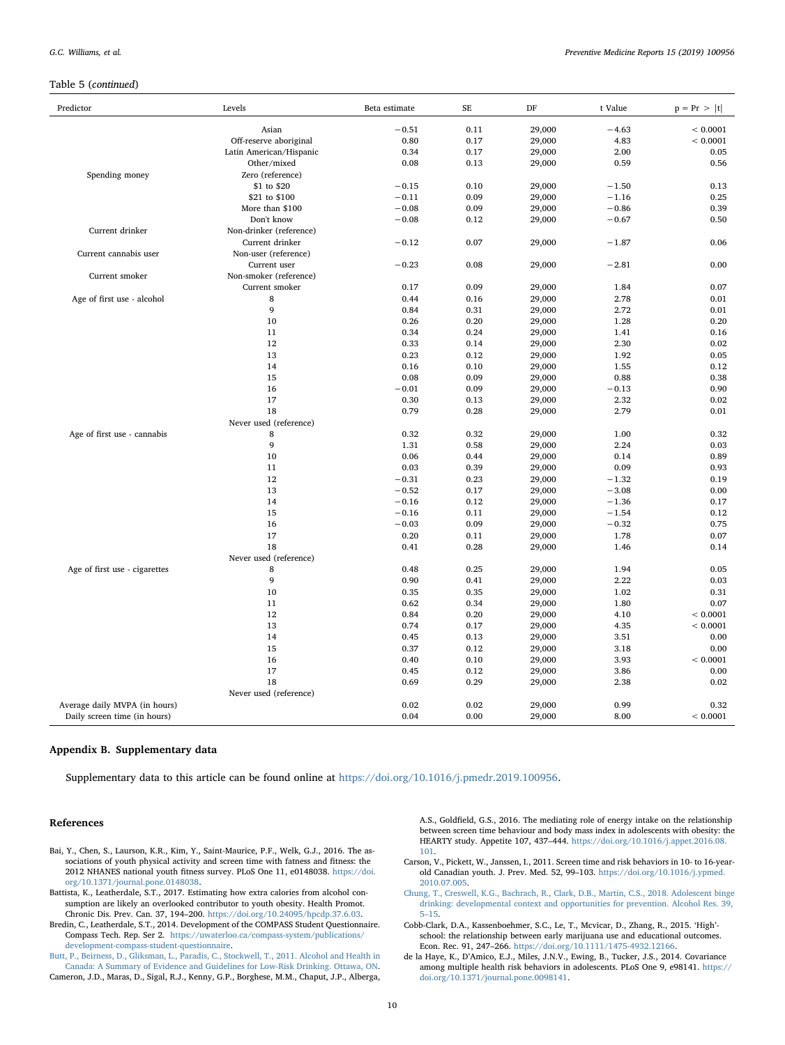Table 5 (*continued*)

| Predictor | Levels | Beta estimate | SE | DF | t Value | p = Pr > \|t\| |
|---|---|---|---|---|---|---|
| | Asian | −0.51 | 0.11 | 29,000 | −4.63 | < 0.0001 |
| | Off-reserve aboriginal | 0.80 | 0.17 | 29,000 | 4.83 | < 0.0001 |
| | Latin American/Hispanic | 0.34 | 0.17 | 29,000 | 2.00 | 0.05 |
| | Other/mixed | 0.08 | 0.13 | 29,000 | 0.59 | 0.56 |
| Spending money | Zero (reference) | | | | | |
| | $1 to $20 | −0.15 | 0.10 | 29,000 | −1.50 | 0.13 |
| | $21 to $100 | −0.11 | 0.09 | 29,000 | −1.16 | 0.25 |
| | More than $100 | −0.08 | 0.09 | 29,000 | −0.86 | 0.39 |
| | Don't know | −0.08 | 0.12 | 29,000 | −0.67 | 0.50 |
| Current drinker | Non-drinker (reference) | | | | | |
| | Current drinker | −0.12 | 0.07 | 29,000 | −1.87 | 0.06 |
| Current cannabis user | Non-user (reference) | | | | | |
| | Current user | −0.23 | 0.08 | 29,000 | −2.81 | 0.00 |
| Current smoker | Non-smoker (reference) | | | | | |
| | Current smoker | 0.17 | 0.09 | 29,000 | 1.84 | 0.07 |
| Age of first use - alcohol | 8 | 0.44 | 0.16 | 29,000 | 2.78 | 0.01 |
| | 9 | 0.84 | 0.31 | 29,000 | 2.72 | 0.01 |
| | 10 | 0.26 | 0.20 | 29,000 | 1.28 | 0.20 |
| | 11 | 0.34 | 0.24 | 29,000 | 1.41 | 0.16 |
| | 12 | 0.33 | 0.14 | 29,000 | 2.30 | 0.02 |
| | 13 | 0.23 | 0.12 | 29,000 | 1.92 | 0.05 |
| | 14 | 0.16 | 0.10 | 29,000 | 1.55 | 0.12 |
| | 15 | 0.08 | 0.09 | 29,000 | 0.88 | 0.38 |
| | 16 | −0.01 | 0.09 | 29,000 | −0.13 | 0.90 |
| | 17 | 0.30 | 0.13 | 29,000 | 2.32 | 0.02 |
| | 18 | 0.79 | 0.28 | 29,000 | 2.79 | 0.01 |
| | Never used (reference) | | | | | |
| Age of first use - cannabis | 8 | 0.32 | 0.32 | 29,000 | 1.00 | 0.32 |
| | 9 | 1.31 | 0.58 | 29,000 | 2.24 | 0.03 |
| | 10 | 0.06 | 0.44 | 29,000 | 0.14 | 0.89 |
| | 11 | 0.03 | 0.39 | 29,000 | 0.09 | 0.93 |
| | 12 | −0.31 | 0.23 | 29,000 | −1.32 | 0.19 |
| | 13 | −0.52 | 0.17 | 29,000 | −3.08 | 0.00 |
| | 14 | −0.16 | 0.12 | 29,000 | −1.36 | 0.17 |
| | 15 | −0.16 | 0.11 | 29,000 | −1.54 | 0.12 |
| | 16 | −0.03 | 0.09 | 29,000 | −0.32 | 0.75 |
| | 17 | 0.20 | 0.11 | 29,000 | 1.78 | 0.07 |
| | 18 | 0.41 | 0.28 | 29,000 | 1.46 | 0.14 |
| | Never used (reference) | | | | | |
| Age of first use - cigarettes | 8 | 0.48 | 0.25 | 29,000 | 1.94 | 0.05 |
| | 9 | 0.90 | 0.41 | 29,000 | 2.22 | 0.03 |
| | 10 | 0.35 | 0.35 | 29,000 | 1.02 | 0.31 |
| | 11 | 0.62 | 0.34 | 29,000 | 1.80 | 0.07 |
| | 12 | 0.84 | 0.20 | 29,000 | 4.10 | < 0.0001 |
| | 13 | 0.74 | 0.17 | 29,000 | 4.35 | < 0.0001 |
| | 14 | 0.45 | 0.13 | 29,000 | 3.51 | 0.00 |
| | 15 | 0.37 | 0.12 | 29,000 | 3.18 | 0.00 |
| | 16 | 0.40 | 0.10 | 29,000 | 3.93 | < 0.0001 |
| | 17 | 0.45 | 0.12 | 29,000 | 3.86 | 0.00 |
| | 18 | 0.69 | 0.29 | 29,000 | 2.38 | 0.02 |
| | Never used (reference) | | | | | |
| Average daily MVPA (in hours) | | 0.02 | 0.02 | 29,000 | 0.99 | 0.32 |
| Daily screen time (in hours) | | 0.04 | 0.00 | 29,000 | 8.00 | < 0.0001 |

## Appendix B. Supplementary data

Supplementary data to this article can be found online at https://doi.org/10.1016/j.pmedr.2019.100956.

## References

Bai, Y., Chen, S., Laurson, K.R., Kim, Y., Saint-Maurice, P.F., Welk, G.J., 2016. The associations of youth physical activity and screen time with fatness and fitness: the 2012 NHANES national youth fitness survey. PLoS One 11, e0148038. https://doi.org/10.1371/journal.pone.0148038.

Battista, K., Leatherdale, S.T., 2017. Estimating how extra calories from alcohol consumption are likely an overlooked contributor to youth obesity. Health Promot. Chronic Dis. Prev. Can. 37, 194–200. https://doi.org/10.24095/hpcdp.37.6.03.

Bredin, C., Leatherdale, S.T., 2014. Development of the COMPASS Student Questionnaire. Compass Tech. Rep. Ser 2. https://uwaterloo.ca/compass-system/publications/development-compass-student-questionnaire.

Butt, P., Beirness, D., Gliksman, L., Paradis, C., Stockwell, T., 2011. Alcohol and Health in Canada: A Summary of Evidence and Guidelines for Low-Risk Drinking. Ottawa, ON.

Cameron, J.D., Maras, D., Sigal, R.J., Kenny, G.P., Borghese, M.M., Chaput, J.P., Alberga, A.S., Goldfield, G.S., 2016. The mediating role of energy intake on the relationship between screen time behaviour and body mass index in adolescents with obesity: the HEARTY study. Appetite 107, 437–444. https://doi.org/10.1016/j.appet.2016.08.101.

Carson, V., Pickett, W., Janssen, I., 2011. Screen time and risk behaviors in 10- to 16-year-old Canadian youth. J. Prev. Med. 52, 99–103. https://doi.org/10.1016/j.ypmed.2010.07.005.

Chung, T., Creswell, K.G., Bachrach, R., Clark, D.B., Martin, C.S., 2018. Adolescent binge drinking: developmental context and opportunities for prevention. Alcohol Res. 39, 5–15.

Cobb-Clark, D.A., Kassenboehmer, S.C., Le, T., Mcvicar, D., Zhang, R., 2015. 'High'-school: the relationship between early marijuana use and educational outcomes. Econ. Rec. 91, 247–266. https://doi.org/10.1111/1475-4932.12166.

de la Haye, K., D'Amico, E.J., Miles, J.N.V., Ewing, B., Tucker, J.S., 2014. Covariance among multiple health risk behaviors in adolescents. PLoS One 9, e98141. https://doi.org/10.1371/journal.pone.0098141.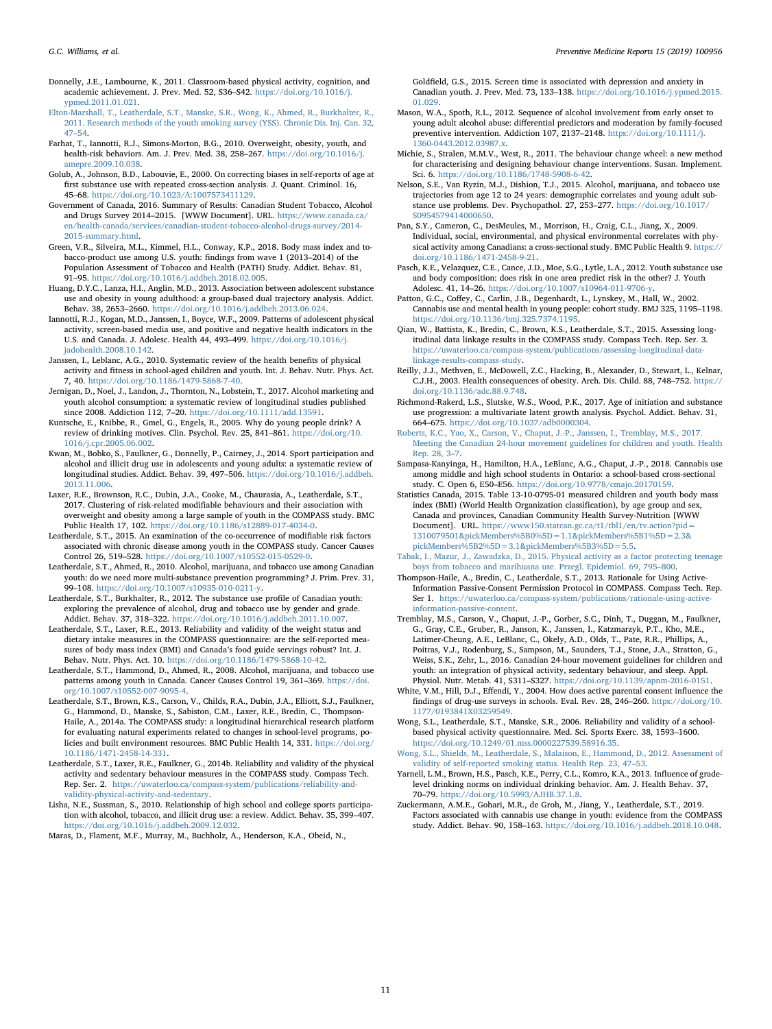Donnelly, J.E., Lambourne, K., 2011. Classroom-based physical activity, cognition, and academic achievement. J. Prev. Med. 52, S36–S42. https://doi.org/10.1016/j.ypmed.2011.01.021.

Elton-Marshall, T., Leatherdale, S.T., Manske, S.R., Wong, K., Ahmed, R., Burkhalter, R., 2011. Research methods of the youth smoking survey (YSS). Chronic Dis. Inj. Can. 32, 47–54.

Farhat, T., Iannotti, R.J., Simons-Morton, B.G., 2010. Overweight, obesity, youth, and health-risk behaviors. Am. J. Prev. Med. 38, 258–267. https://doi.org/10.1016/j.amepre.2009.10.038.

Golub, A., Johnson, B.D., Labouvie, E., 2000. On correcting biases in self-reports of age at first substance use with repeated cross-section analysis. J. Quant. Criminol. 16, 45–68. https://doi.org/10.1023/A:1007573411129.

Government of Canada, 2016. Summary of Results: Canadian Student Tobacco, Alcohol and Drugs Survey 2014–2015. [WWW Document]. URL. https://www.canada.ca/en/health-canada/services/canadian-student-tobacco-alcohol-drugs-survey/2014-2015-summary.html.

Green, V.R., Silveira, M.L., Kimmel, H.L., Conway, K.P., 2018. Body mass index and tobacco-product use among U.S. youth: findings from wave 1 (2013–2014) of the Population Assessment of Tobacco and Health (PATH) Study. Addict. Behav. 81, 91–95. https://doi.org/10.1016/j.addbeh.2018.02.005.

Huang, D.Y.C., Lanza, H.I., Anglin, M.D., 2013. Association between adolescent substance use and obesity in young adulthood: a group-based dual trajectory analysis. Addict. Behav. 38, 2653–2660. https://doi.org/10.1016/j.addbeh.2013.06.024.

Iannotti, R.J., Kogan, M.D., Janssen, I., Boyce, W.F., 2009. Patterns of adolescent physical activity, screen-based media use, and positive and negative health indicators in the U.S. and Canada. J. Adolesc. Health 44, 493–499. https://doi.org/10.1016/j.jadohealth.2008.10.142.

Janssen, I., Leblanc, A.G., 2010. Systematic review of the health benefits of physical activity and fitness in school-aged children and youth. Int. J. Behav. Nutr. Phys. Act. 7, 40. https://doi.org/10.1186/1479-5868-7-40.

Jernigan, D., Noel, J., Landon, J., Thornton, N., Lobstein, T., 2017. Alcohol marketing and youth alcohol consumption: a systematic review of longitudinal studies published since 2008. Addiction 112, 7–20. https://doi.org/10.1111/add.13591.

Kuntsche, E., Knibbe, R., Gmel, G., Engels, R., 2005. Why do young people drink? A review of drinking motives. Clin. Psychol. Rev. 25, 841–861. https://doi.org/10.1016/j.cpr.2005.06.002.

Kwan, M., Bobko, S., Faulkner, G., Donnelly, P., Cairney, J., 2014. Sport participation and alcohol and illicit drug use in adolescents and young adults: a systematic review of longitudinal studies. Addict. Behav. 39, 497–506. https://doi.org/10.1016/j.addbeh.2013.11.006.

Laxer, R.E., Brownson, R.C., Dubin, J.A., Cooke, M., Chaurasia, A., Leatherdale, S.T., 2017. Clustering of risk-related modifiable behaviours and their association with overweight and obesity among a large sample of youth in the COMPASS study. BMC Public Health 17, 102. https://doi.org/10.1186/s12889-017-4034-0.

Leatherdale, S.T., 2015. An examination of the co-occurrence of modifiable risk factors associated with chronic disease among youth in the COMPASS study. Cancer Causes Control 26, 519–528. https://doi.org/10.1007/s10552-015-0529-0.

Leatherdale, S.T., Ahmed, R., 2010. Alcohol, marijuana, and tobacco use among Canadian youth: do we need more multi-substance prevention programming? J. Prim. Prev. 31, 99–108. https://doi.org/10.1007/s10935-010-0211-y.

Leatherdale, S.T., Burkhalter, R., 2012. The substance use profile of Canadian youth: exploring the prevalence of alcohol, drug and tobacco use by gender and grade. Addict. Behav. 37, 318–322. https://doi.org/10.1016/j.addbeh.2011.10.007.

Leatherdale, S.T., Laxer, R.E., 2013. Reliability and validity of the weight status and dietary intake measures in the COMPASS questionnaire: are the self-reported measures of body mass index (BMI) and Canada's food guide servings robust? Int. J. Behav. Nutr. Phys. Act. 10. https://doi.org/10.1186/1479-5868-10-42.

Leatherdale, S.T., Hammond, D., Ahmed, R., 2008. Alcohol, marijuana, and tobacco use patterns among youth in Canada. Cancer Causes Control 19, 361–369. https://doi.org/10.1007/s10552-007-9095-4.

Leatherdale, S.T., Brown, K.S., Carson, V., Childs, R.A., Dubin, J.A., Elliott, S.J., Faulkner, G., Hammond, D., Manske, S., Sabiston, C.M., Laxer, R.E., Bredin, C., Thompson-Haile, A., 2014a. The COMPASS study: a longitudinal hierarchical research platform for evaluating natural experiments related to changes in school-level programs, policies and built environment resources. BMC Public Health 14, 331. https://doi.org/10.1186/1471-2458-14-331.

Leatherdale, S.T., Laxer, R.E., Faulkner, G., 2014b. Reliability and validity of the physical activity and sedentary behaviour measures in the COMPASS study. Compass Tech. Rep. Ser. 2. https://uwaterloo.ca/compass-system/publications/reliability-and-validity-physical-activity-and-sedentary.

Lisha, N.E., Sussman, S., 2010. Relationship of high school and college sports participation with alcohol, tobacco, and illicit drug use: a review. Addict. Behav. 35, 399–407. https://doi.org/10.1016/j.addbeh.2009.12.032.

Maras, D., Flament, M.F., Murray, M., Buchholz, A., Henderson, K.A., Obeid, N., Goldfield, G.S., 2015. Screen time is associated with depression and anxiety in Canadian youth. J. Prev. Med. 73, 133–138. https://doi.org/10.1016/j.ypmed.2015.01.029.

Mason, W.A., Spoth, R.L., 2012. Sequence of alcohol involvement from early onset to young adult alcohol abuse: differential predictors and moderation by family-focused preventive intervention. Addiction 107, 2137–2148. https://doi.org/10.1111/j.1360-0443.2012.03987.x.

Michie, S., Stralen, M.M.V., West, R., 2011. The behaviour change wheel: a new method for characterising and designing behaviour change interventions. Susan. Implement. Sci. 6. https://doi.org/10.1186/1748-5908-6-42.

Nelson, S.E., Van Ryzin, M.J., Dishion, T.J., 2015. Alcohol, marijuana, and tobacco use trajectories from age 12 to 24 years: demographic correlates and young adult substance use problems. Dev. Psychopathol. 27, 253–277. https://doi.org/10.1017/S0954579414000650.

Pan, S.Y., Cameron, C., DesMeules, M., Morrison, H., Craig, C.L., Jiang, X., 2009. Individual, social, environmental, and physical environmental correlates with physical activity among Canadians: a cross-sectional study. BMC Public Health 9. https://doi.org/10.1186/1471-2458-9-21.

Pasch, K.E., Velazquez, C.E., Cance, J.D., Moe, S.G., Lytle, L.A., 2012. Youth substance use and body composition: does risk in one area predict risk in the other? J. Youth Adolesc. 41, 14–26. https://doi.org/10.1007/s10964-011-9706-y.

Patton, G.C., Coffey, C., Carlin, J.B., Degenhardt, L., Lynskey, M., Hall, W., 2002. Cannabis use and mental health in young people: cohort study. BMJ 325, 1195–1198. https://doi.org/10.1136/bmj.325.7374.1195.

Qian, W., Battista, K., Bredin, C., Brown, K.S., Leatherdale, S.T., 2015. Assessing longitudinal data linkage results in the COMPASS study. Compass Tech. Rep. Ser. 3. https://uwaterloo.ca/compass-system/publications/assessing-longitudinal-data-linkage-results-compass-study.

Reilly, J.J., Methven, E., McDowell, Z.C., Hacking, B., Alexander, D., Stewart, L., Kelnar, C.J.H., 2003. Health consequences of obesity. Arch. Dis. Child. 88, 748–752. https://doi.org/10.1136/adc.88.9.748.

Richmond-Rakerd, L.S., Slutske, W.S., Wood, P.K., 2017. Age of initiation and substance use progression: a multivariate latent growth analysis. Psychol. Addict. Behav. 31, 664–675. https://doi.org/10.1037/adb0000304.

Roberts, K.C., Yao, X., Carson, V., Chaput, J.-P., Janssen, I., Tremblay, M.S., 2017. Meeting the Canadian 24-hour movement guidelines for children and youth. Health Rep. 28, 3–7.

Sampasa-Kanyinga, H., Hamilton, H.A., LeBlanc, A.G., Chaput, J.-P., 2018. Cannabis use among middle and high school students in Ontario: a school-based cross-sectional study. C. Open 6, E50–E56. https://doi.org/10.9778/cmajo.20170159.

Statistics Canada, 2015. Table 13-10-0795-01 measured children and youth body mass index (BMI) (World Health Organization classification), by age group and sex, Canada and provinces, Canadian Community Health Survey-Nutrition [WWW Document]. URL. https://www150.statcan.gc.ca/t1/tbl1/en/tv.action?pid=1310079501&pickMembers%5B0%5D=1.1&pickMembers%5B1%5D=2.3&pickMembers%5B2%5D=3.1&pickMembers%5B3%5D=5.5.

Tabak, I., Mazur, J., Zawadzka, D., 2015. Physical activity as a factor protecting teenage boys from tobacco and marihuana use. Przegl. Epidemiol. 69, 795–800.

Thompson-Haile, A., Bredin, C., Leatherdale, S.T., 2013. Rationale for Using Active-Information Passive-Consent Permission Protocol in COMPASS. Compass Tech. Rep. Ser 1. https://uwaterloo.ca/compass-system/publications/rationale-using-active-information-passive-consent.

Tremblay, M.S., Carson, V., Chaput, J.-P., Gorber, S.C., Dinh, T., Duggan, M., Faulkner, G., Gray, C.E., Gruber, R., Janson, K., Janssen, I., Katzmarzyk, P.T., Kho, M.E., Latimer-Cheung, A.E., LeBlanc, C., Okely, A.D., Olds, T., Pate, R.R., Phillips, A., Poitras, V.J., Rodenburg, S., Sampson, M., Saunders, T.J., Stone, J.A., Stratton, G., Weiss, S.K., Zehr, L., 2016. Canadian 24-hour movement guidelines for children and youth: an integration of physical activity, sedentary behaviour, and sleep. Appl. Physiol. Nutr. Metab. 41, S311–S327. https://doi.org/10.1139/apnm-2016-0151.

White, V.M., Hill, D.J., Effendi, Y., 2004. How does active parental consent influence the findings of drug-use surveys in schools. Eval. Rev. 28, 246–260. https://doi.org/10.1177/0193841X03259549.

Wong, S.L., Leatherdale, S.T., Manske, S.R., 2006. Reliability and validity of a school-based physical activity questionnaire. Med. Sci. Sports Exerc. 38, 1593–1600. https://doi.org/10.1249/01.mss.0000227539.58916.35.

Wong, S.L., Shields, M., Leatherdale, S., Malaison, E., Hammond, D., 2012. Assessment of validity of self-reported smoking status. Health Rep. 23, 47–53.

Yarnell, L.M., Brown, H.S., Pasch, K.E., Perry, C.L., Komro, K.A., 2013. Influence of grade-level drinking norms on individual drinking behavior. Am. J. Health Behav. 37, 70–79. https://doi.org/10.5993/AJHB.37.1.8.

Zuckermann, A.M.E., Gohari, M.R., de Groh, M., Jiang, Y., Leatherdale, S.T., 2019. Factors associated with cannabis use change in youth: evidence from the COMPASS study. Addict. Behav. 90, 158–163. https://doi.org/10.1016/j.addbeh.2018.10.048.